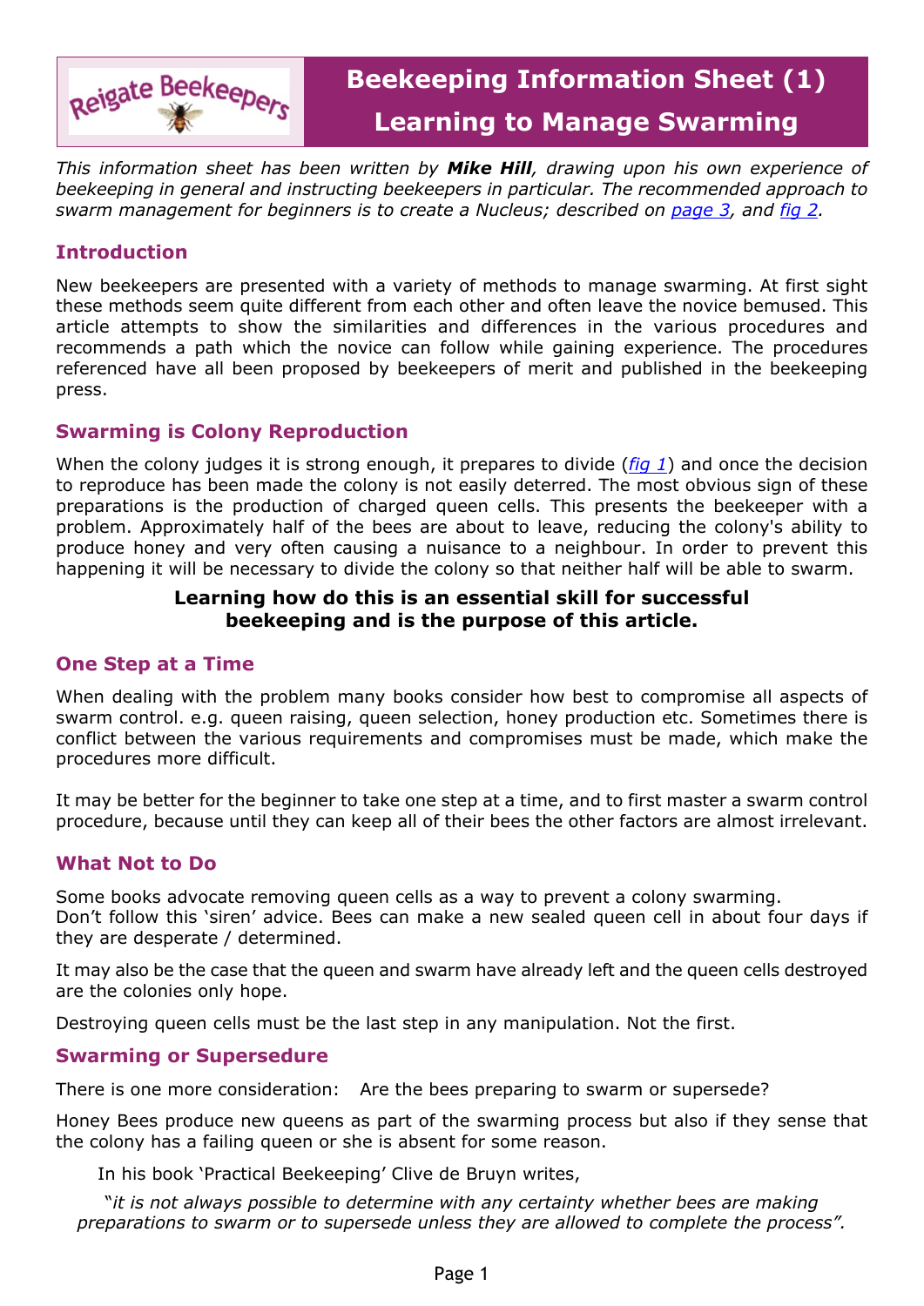# Beekeeping Information Sheet (1)
# Learning to Manage Swarming

*This information sheet has been written by **Mike Hill**, drawing upon his own experience of beekeeping in general and instructing beekeepers in particular. The recommended approach to swarm management for beginners is to create a Nucleus; described on [page 3](#), and [fig 2](#).*

## Introduction

New beekeepers are presented with a variety of methods to manage swarming. At first sight these methods seem quite different from each other and often leave the novice bemused. This article attempts to show the similarities and differences in the various procedures and recommends a path which the novice can follow while gaining experience. The procedures referenced have all been proposed by beekeepers of merit and published in the beekeeping press.

## Swarming is Colony Reproduction

When the colony judges it is strong enough, it prepares to divide (*[fig 1](#)*) and once the decision to reproduce has been made the colony is not easily deterred. The most obvious sign of these preparations is the production of charged queen cells. This presents the beekeeper with a problem. Approximately half of the bees are about to leave, reducing the colony's ability to produce honey and very often causing a nuisance to a neighbour. In order to prevent this happening it will be necessary to divide the colony so that neither half will be able to swarm.

**Learning how do this is an essential skill for successful beekeeping and is the purpose of this article.**

## One Step at a Time

When dealing with the problem many books consider how best to compromise all aspects of swarm control. e.g. queen raising, queen selection, honey production etc. Sometimes there is conflict between the various requirements and compromises must be made, which make the procedures more difficult.

It may be better for the beginner to take one step at a time, and to first master a swarm control procedure, because until they can keep all of their bees the other factors are almost irrelevant.

## What Not to Do

Some books advocate removing queen cells as a way to prevent a colony swarming.
Don't follow this 'siren' advice. Bees can make a new sealed queen cell in about four days if they are desperate / determined.

It may also be the case that the queen and swarm have already left and the queen cells destroyed are the colonies only hope.

Destroying queen cells must be the last step in any manipulation. Not the first.

## Swarming or Supersedure

There is one more consideration: Are the bees preparing to swarm or supersede?

Honey Bees produce new queens as part of the swarming process but also if they sense that the colony has a failing queen or she is absent for some reason.

In his book 'Practical Beekeeping' Clive de Bruyn writes,

*"it is not always possible to determine with any certainty whether bees are making preparations to swarm or to supersede unless they are allowed to complete the process".*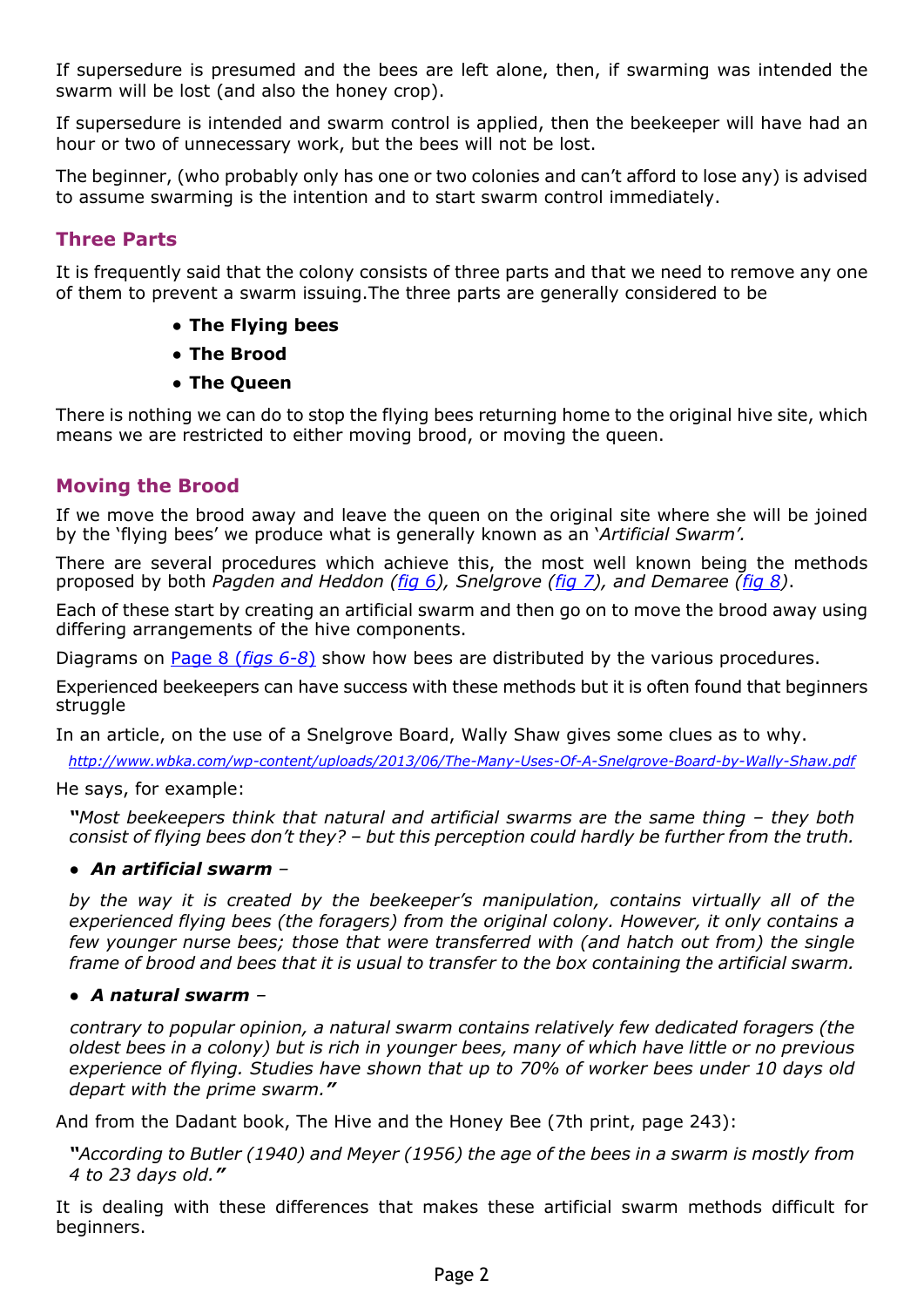If supersedure is presumed and the bees are left alone, then, if swarming was intended the swarm will be lost (and also the honey crop).

If supersedure is intended and swarm control is applied, then the beekeeper will have had an hour or two of unnecessary work, but the bees will not be lost.

The beginner, (who probably only has one or two colonies and can't afford to lose any) is advised to assume swarming is the intention and to start swarm control immediately.

## Three Parts

It is frequently said that the colony consists of three parts and that we need to remove any one of them to prevent a swarm issuing.The three parts are generally considered to be

- **The Flying bees**
- **The Brood**
- **The Queen**

There is nothing we can do to stop the flying bees returning home to the original hive site, which means we are restricted to either moving brood, or moving the queen.

## Moving the Brood

If we move the brood away and leave the queen on the original site where she will be joined by the 'flying bees' we produce what is generally known as an '*Artificial Swarm'.*

There are several procedures which achieve this, the most well known being the methods proposed by both *Pagden and Heddon (fig 6), Snelgrove (fig 7), and Demaree (fig 8).*

Each of these start by creating an artificial swarm and then go on to move the brood away using differing arrangements of the hive components.

Diagrams on Page 8 (*figs 6-8*) show how bees are distributed by the various procedures.

Experienced beekeepers can have success with these methods but it is often found that beginners struggle

In an article, on the use of a Snelgrove Board, Wally Shaw gives some clues as to why.

*http://www.wbka.com/wp-content/uploads/2013/06/The-Many-Uses-Of-A-Snelgrove-Board-by-Wally-Shaw.pdf*

He says, for example:

> ***"****Most beekeepers think that natural and artificial swarms are the same thing – they both consist of flying bees don't they? – but this perception could hardly be further from the truth.*
>
> - ***An artificial swarm*** –
>
> *by the way it is created by the beekeeper's manipulation, contains virtually all of the experienced flying bees (the foragers) from the original colony. However, it only contains a few younger nurse bees; those that were transferred with (and hatch out from) the single frame of brood and bees that it is usual to transfer to the box containing the artificial swarm.*
>
> - ***A natural swarm*** –
>
> *contrary to popular opinion, a natural swarm contains relatively few dedicated foragers (the oldest bees in a colony) but is rich in younger bees, many of which have little or no previous experience of flying. Studies have shown that up to 70% of worker bees under 10 days old depart with the prime swarm.****"***

And from the Dadant book, The Hive and the Honey Bee (7th print, page 243):

> ***"****According to Butler (1940) and Meyer (1956) the age of the bees in a swarm is mostly from 4 to 23 days old.****"***

It is dealing with these differences that makes these artificial swarm methods difficult for beginners.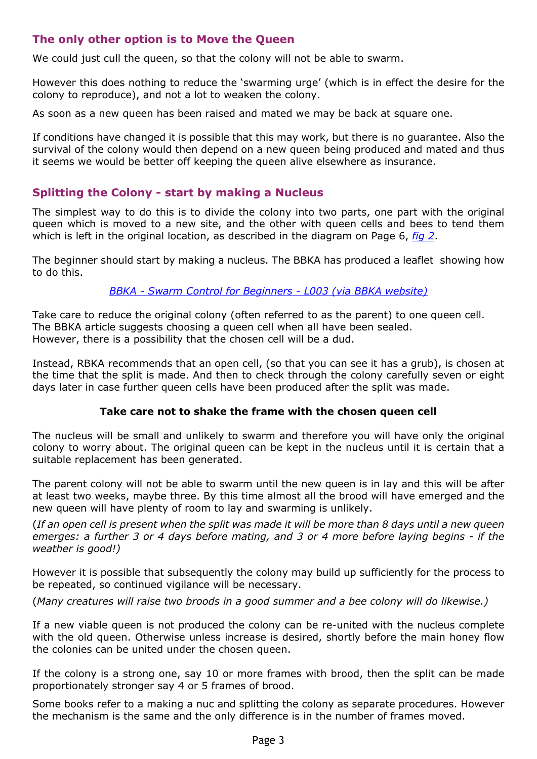## The only other option is to Move the Queen

We could just cull the queen, so that the colony will not be able to swarm.

However this does nothing to reduce the 'swarming urge' (which is in effect the desire for the colony to reproduce), and not a lot to weaken the colony.

As soon as a new queen has been raised and mated we may be back at square one.

If conditions have changed it is possible that this may work, but there is no guarantee. Also the survival of the colony would then depend on a new queen being produced and mated and thus it seems we would be better off keeping the queen alive elsewhere as insurance.

## Splitting the Colony - start by making a Nucleus

The simplest way to do this is to divide the colony into two parts, one part with the original queen which is moved to a new site, and the other with queen cells and bees to tend them which is left in the original location, as described in the diagram on Page 6, *fig 2*.

The beginner should start by making a nucleus. The BBKA has produced a leaflet showing how to do this.

*BBKA - Swarm Control for Beginners - L003 (via BBKA website)*

Take care to reduce the original colony (often referred to as the parent) to one queen cell. The BBKA article suggests choosing a queen cell when all have been sealed. However, there is a possibility that the chosen cell will be a dud.

Instead, RBKA recommends that an open cell, (so that you can see it has a grub), is chosen at the time that the split is made. And then to check through the colony carefully seven or eight days later in case further queen cells have been produced after the split was made.

**Take care not to shake the frame with the chosen queen cell**

The nucleus will be small and unlikely to swarm and therefore you will have only the original colony to worry about. The original queen can be kept in the nucleus until it is certain that a suitable replacement has been generated.

The parent colony will not be able to swarm until the new queen is in lay and this will be after at least two weeks, maybe three. By this time almost all the brood will have emerged and the new queen will have plenty of room to lay and swarming is unlikely.

(*If an open cell is present when the split was made it will be more than 8 days until a new queen emerges: a further 3 or 4 days before mating, and 3 or 4 more before laying begins - if the weather is good!)*

However it is possible that subsequently the colony may build up sufficiently for the process to be repeated, so continued vigilance will be necessary.

(*Many creatures will raise two broods in a good summer and a bee colony will do likewise.)*

If a new viable queen is not produced the colony can be re-united with the nucleus complete with the old queen. Otherwise unless increase is desired, shortly before the main honey flow the colonies can be united under the chosen queen.

If the colony is a strong one, say 10 or more frames with brood, then the split can be made proportionately stronger say 4 or 5 frames of brood.

Some books refer to a making a nuc and splitting the colony as separate procedures. However the mechanism is the same and the only difference is in the number of frames moved.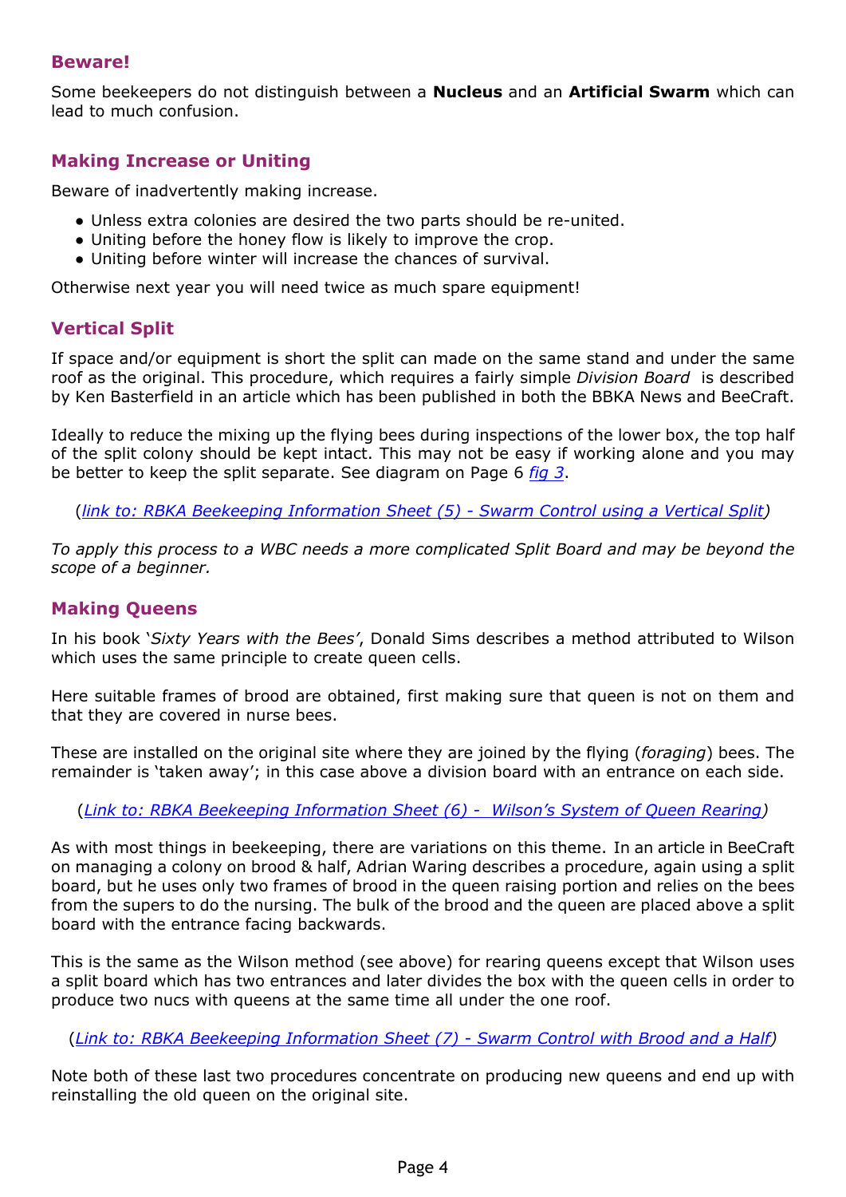### Beware!

Some beekeepers do not distinguish between a **Nucleus** and an **Artificial Swarm** which can lead to much confusion.

### Making Increase or Uniting

Beware of inadvertently making increase.

- Unless extra colonies are desired the two parts should be re-united.
- Uniting before the honey flow is likely to improve the crop.
- Uniting before winter will increase the chances of survival.

Otherwise next year you will need twice as much spare equipment!

### Vertical Split

If space and/or equipment is short the split can made on the same stand and under the same roof as the original. This procedure, which requires a fairly simple *Division Board* is described by Ken Basterfield in an article which has been published in both the BBKA News and BeeCraft.

Ideally to reduce the mixing up the flying bees during inspections of the lower box, the top half of the split colony should be kept intact. This may not be easy if working alone and you may be better to keep the split separate. See diagram on Page 6 *fig 3*.

(*link to: RBKA Beekeeping Information Sheet (5) - Swarm Control using a Vertical Split*)

*To apply this process to a WBC needs a more complicated Split Board and may be beyond the scope of a beginner.*

### Making Queens

In his book '*Sixty Years with the Bees*', Donald Sims describes a method attributed to Wilson which uses the same principle to create queen cells.

Here suitable frames of brood are obtained, first making sure that queen is not on them and that they are covered in nurse bees.

These are installed on the original site where they are joined by the flying (*foraging*) bees. The remainder is 'taken away'; in this case above a division board with an entrance on each side.

(*Link to: RBKA Beekeeping Information Sheet (6) - Wilson's System of Queen Rearing*)

As with most things in beekeeping, there are variations on this theme. In an article in BeeCraft on managing a colony on brood & half, Adrian Waring describes a procedure, again using a split board, but he uses only two frames of brood in the queen raising portion and relies on the bees from the supers to do the nursing. The bulk of the brood and the queen are placed above a split board with the entrance facing backwards.

This is the same as the Wilson method (see above) for rearing queens except that Wilson uses a split board which has two entrances and later divides the box with the queen cells in order to produce two nucs with queens at the same time all under the one roof.

(*Link to: RBKA Beekeeping Information Sheet (7) - Swarm Control with Brood and a Half*)

Note both of these last two procedures concentrate on producing new queens and end up with reinstalling the old queen on the original site.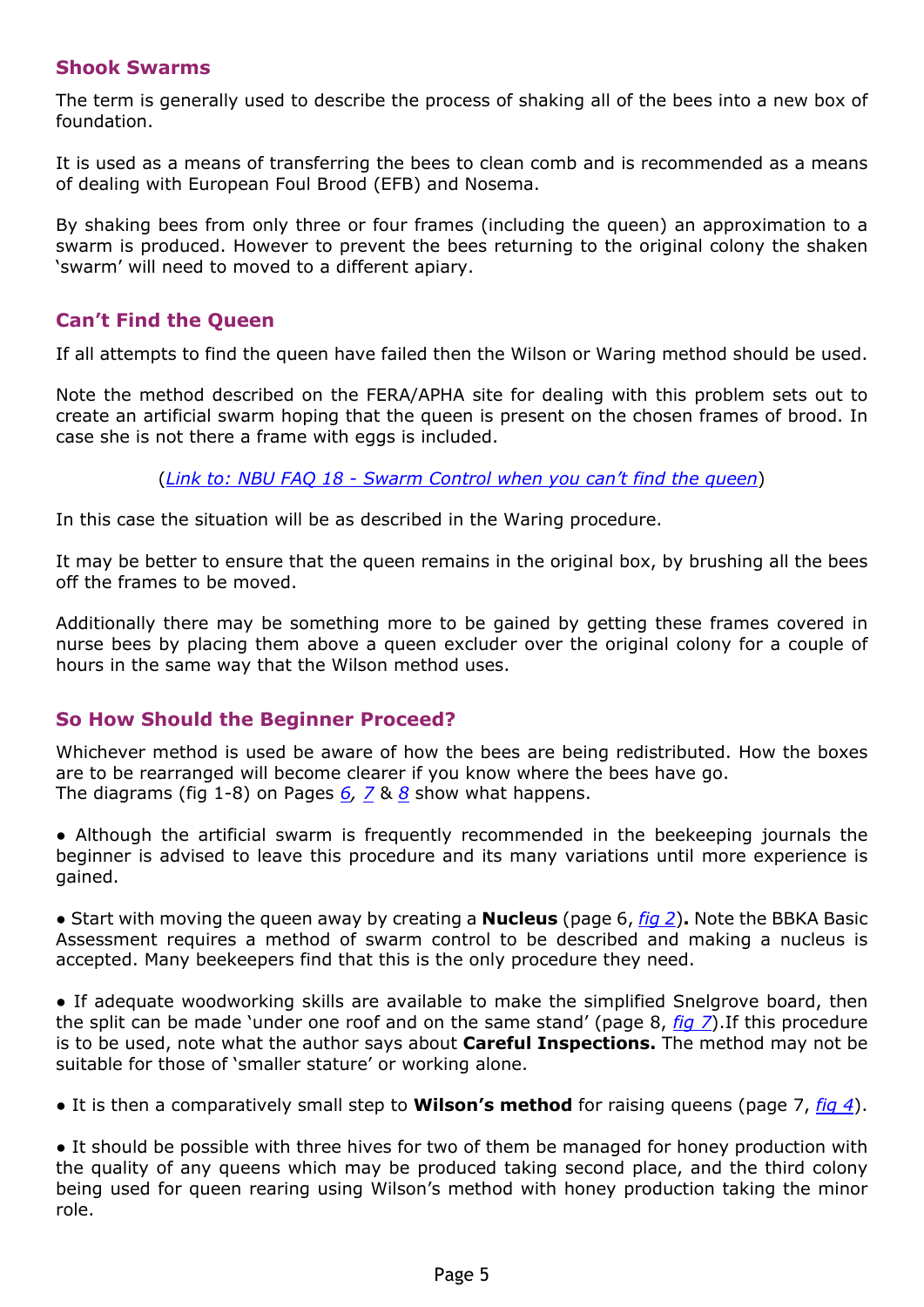## Shook Swarms

The term is generally used to describe the process of shaking all of the bees into a new box of foundation.

It is used as a means of transferring the bees to clean comb and is recommended as a means of dealing with European Foul Brood (EFB) and Nosema.

By shaking bees from only three or four frames (including the queen) an approximation to a swarm is produced. However to prevent the bees returning to the original colony the shaken 'swarm' will need to moved to a different apiary.

## Can't Find the Queen

If all attempts to find the queen have failed then the Wilson or Waring method should be used.

Note the method described on the FERA/APHA site for dealing with this problem sets out to create an artificial swarm hoping that the queen is present on the chosen frames of brood. In case she is not there a frame with eggs is included.

(*Link to: NBU FAQ 18 - Swarm Control when you can't find the queen*)

In this case the situation will be as described in the Waring procedure.

It may be better to ensure that the queen remains in the original box, by brushing all the bees off the frames to be moved.

Additionally there may be something more to be gained by getting these frames covered in nurse bees by placing them above a queen excluder over the original colony for a couple of hours in the same way that the Wilson method uses.

## So How Should the Beginner Proceed?

Whichever method is used be aware of how the bees are being redistributed. How the boxes are to be rearranged will become clearer if you know where the bees have go.
The diagrams (fig 1-8) on Pages *6*, *7* & *8* show what happens.

- Although the artificial swarm is frequently recommended in the beekeeping journals the beginner is advised to leave this procedure and its many variations until more experience is gained.

- Start with moving the queen away by creating a **Nucleus** (page 6, *fig 2*)**.** Note the BBKA Basic Assessment requires a method of swarm control to be described and making a nucleus is accepted. Many beekeepers find that this is the only procedure they need.

- If adequate woodworking skills are available to make the simplified Snelgrove board, then the split can be made 'under one roof and on the same stand' (page 8, *fig 7*).If this procedure is to be used, note what the author says about **Careful Inspections.** The method may not be suitable for those of 'smaller stature' or working alone.

- It is then a comparatively small step to **Wilson's method** for raising queens (page 7, *fig 4*).

- It should be possible with three hives for two of them be managed for honey production with the quality of any queens which may be produced taking second place, and the third colony being used for queen rearing using Wilson's method with honey production taking the minor role.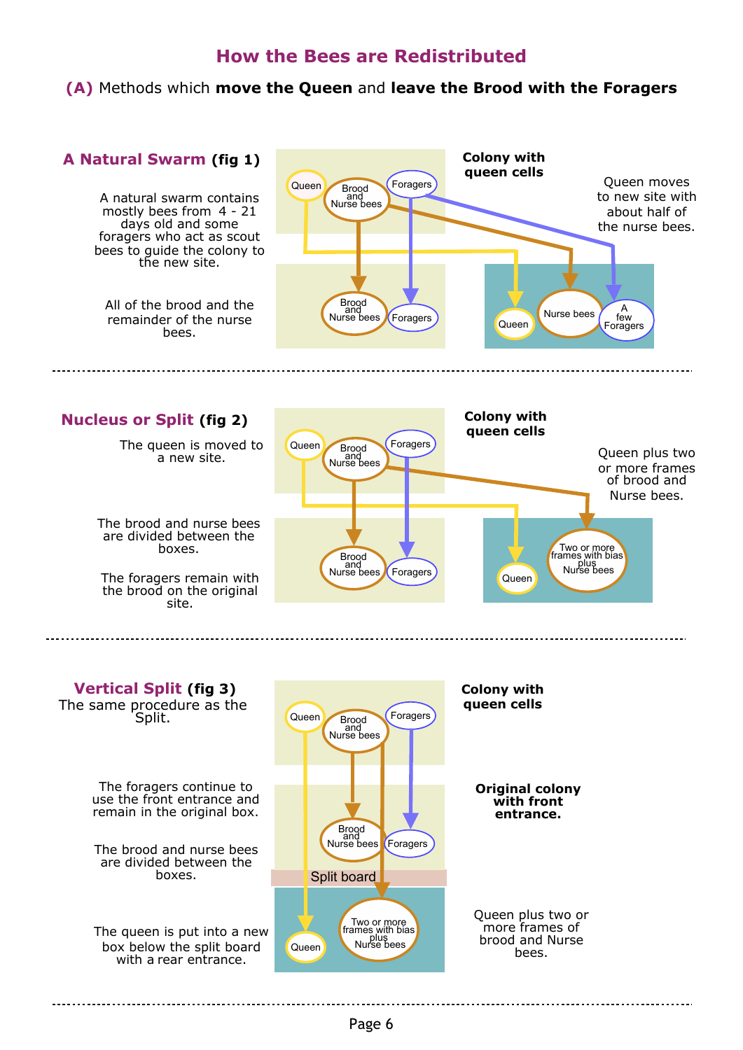# How the Bees are Redistributed

## (A) Methods which **move the Queen** and **leave the Brood with the Foragers**

### A Natural Swarm (fig 1)

A natural swarm contains mostly bees from 4 - 21 days old and some foragers who act as scout bees to guide the colony to the new site.

All of the brood and the remainder of the nurse bees.

**Colony with queen cells**

Queen moves to new site with about half of the nurse bees.

Queen | Brood and Nurse bees | Foragers

Brood and Nurse bees | Foragers

Queen | Nurse bees | A few Foragers

---

### Nucleus or Split (fig 2)

The queen is moved to a new site.

The brood and nurse bees are divided between the boxes.

The foragers remain with the brood on the original site.

**Colony with queen cells**

Queen plus two or more frames of brood and Nurse bees.

Queen | Brood and Nurse bees | Foragers

Brood and Nurse bees | Foragers

Queen | Two or more frames with bias plus Nurse bees

---

### Vertical Split (fig 3)

The same procedure as the Split.

The foragers continue to use the front entrance and remain in the original box.

The brood and nurse bees are divided between the boxes.

The queen is put into a new box below the split board with a rear entrance.

**Colony with queen cells**

**Original colony with front entrance.**

Queen plus two or more frames of brood and Nurse bees.

Queen | Brood and Nurse bees | Foragers

Brood and Nurse bees | Foragers

Split board

Queen | Two or more frames with bias plus Nurse bees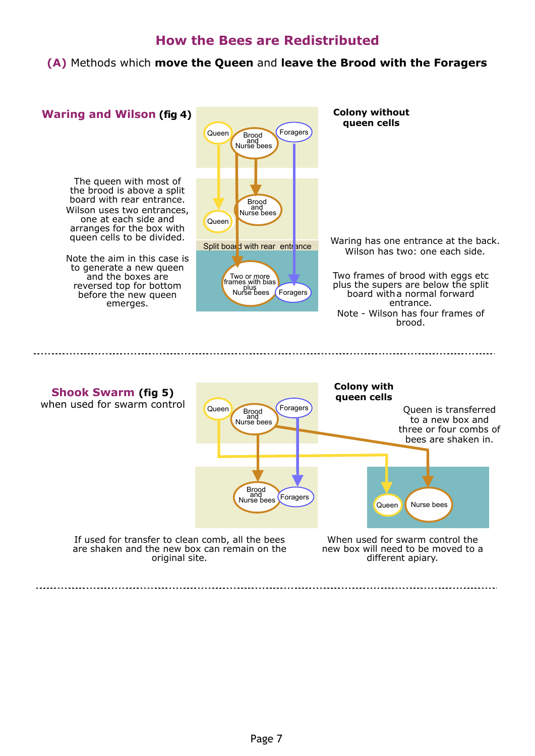## How the Bees are Redistributed

### (A) Methods which **move the Queen** and **leave the Brood with the Foragers**

---

#### Waring and Wilson (fig 4)

**Colony without queen cells**

The queen with most of the brood is above a split board with rear entrance. Wilson uses two entrances, one at each side and arranges for the box with queen cells to be divided.

Note the aim in this case is to generate a new queen and the boxes are reversed top for bottom before the new queen emerges.

Queen — Brood and Nurse bees — Foragers

Queen — Brood and Nurse bees

Split board with rear entrance

Two or more frames with bias plus Nurse bees — Foragers

Waring has one entrance at the back. Wilson has two: one each side.

Two frames of brood with eggs etc plus the supers are below the split board with a normal forward entrance.

Note - Wilson has four frames of brood.

---

#### Shook Swarm (fig 5)

when used for swarm control

**Colony with queen cells**

Queen is transferred to a new box and three or four combs of bees are shaken in.

Queen — Brood and Nurse bees — Foragers

Brood and Nurse bees — Foragers

Queen — Nurse bees

If used for transfer to clean comb, all the bees are shaken and the new box can remain on the original site.

When used for swarm control the new box will need to be moved to a different apiary.

---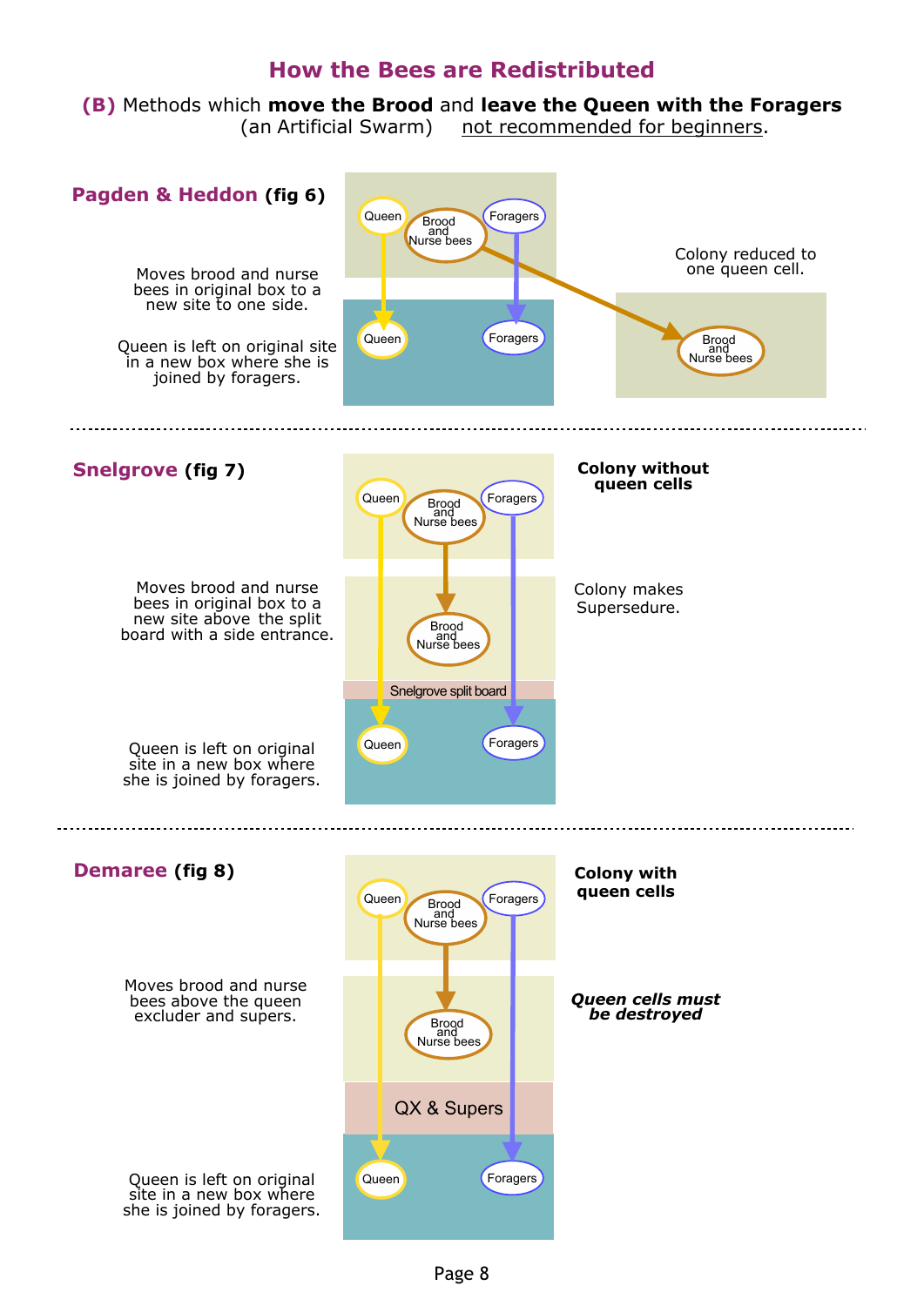## How the Bees are Redistributed

**(B)** Methods which **move the Brood** and **leave the Queen with the Foragers** (an Artificial Swarm) <u>not recommended for beginners</u>.

### Pagden & Heddon (fig 6)

Moves brood and nurse bees in original box to a new site to one side.

Queen is left on original site in a new box where she is joined by foragers.

Queen
Brood and Nurse bees
Foragers
Queen
Foragers
Brood and Nurse bees

Colony reduced to one queen cell.

---

### Snelgrove (fig 7)

Moves brood and nurse bees in original box to a new site above the split board with a side entrance.

Queen is left on original site in a new box where she is joined by foragers.

Queen
Brood and Nurse bees
Foragers
Brood and Nurse bees
Snelgrove split board
Queen
Foragers

**Colony without queen cells**

Colony makes Supersedure.

---

### Demaree (fig 8)

Moves brood and nurse bees above the queen excluder and supers.

Queen is left on original site in a new box where she is joined by foragers.

Queen
Brood and Nurse bees
Foragers
Brood and Nurse bees
QX & Supers
Queen
Foragers

**Colony with queen cells**

***Queen cells must be destroyed***